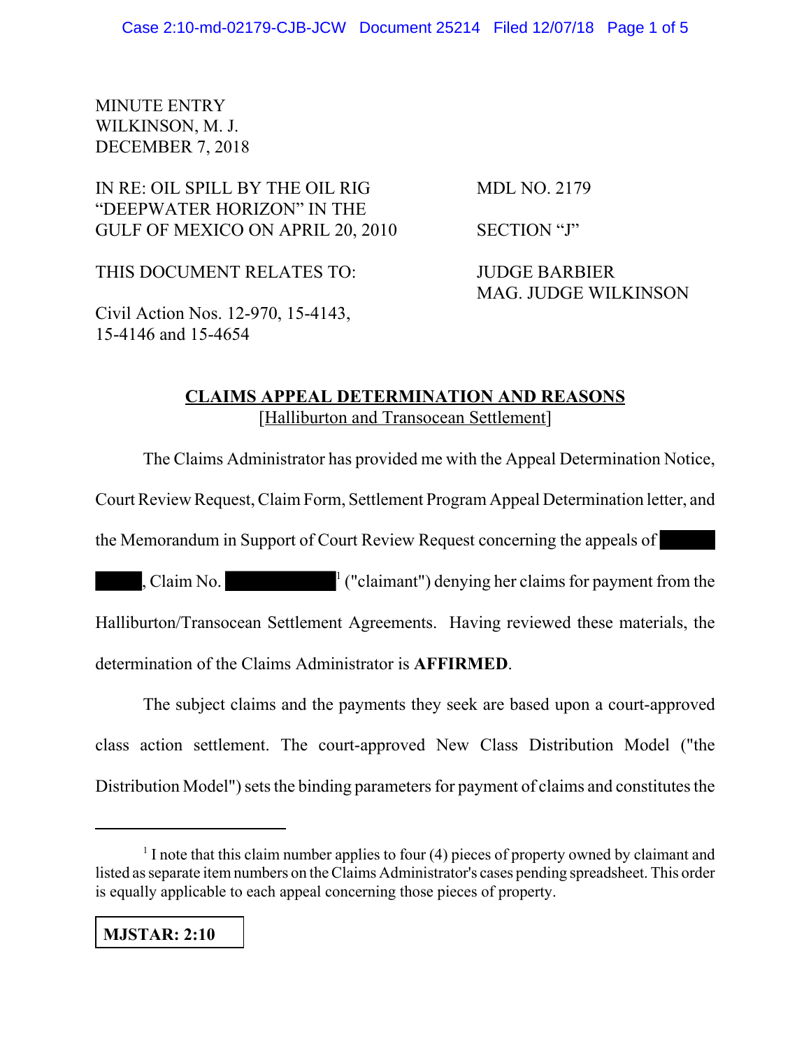MINUTE ENTRY
WILKINSON, M. J.
DECEMBER 7, 2018

| | |
|---|---|
| IN RE: OIL SPILL BY THE OIL RIG "DEEPWATER HORIZON" IN THE GULF OF MEXICO ON APRIL 20, 2010 | MDL NO. 2179 |
| | SECTION "J" |
| THIS DOCUMENT RELATES TO: | JUDGE BARBIER<br>MAG. JUDGE WILKINSON |
| Civil Action Nos. 12-970, 15-4143, 15-4146 and 15-4654 | |

## CLAIMS APPEAL DETERMINATION AND REASONS
[Halliburton and Transocean Settlement]

The Claims Administrator has provided me with the Appeal Determination Notice, Court Review Request, Claim Form, Settlement Program Appeal Determination letter, and the Memorandum in Support of Court Review Request concerning the appeals of ██████ ██████, Claim No. ██████████[1] ("claimant") denying her claims for payment from the Halliburton/Transocean Settlement Agreements. Having reviewed these materials, the determination of the Claims Administrator is **AFFIRMED**.

The subject claims and the payments they seek are based upon a court-approved class action settlement. The court-approved New Class Distribution Model ("the Distribution Model") sets the binding parameters for payment of claims and constitutes the

---

[1] I note that this claim number applies to four (4) pieces of property owned by claimant and listed as separate item numbers on the Claims Administrator's cases pending spreadsheet. This order is equally applicable to each appeal concerning those pieces of property.

**MJSTAR: 2:10**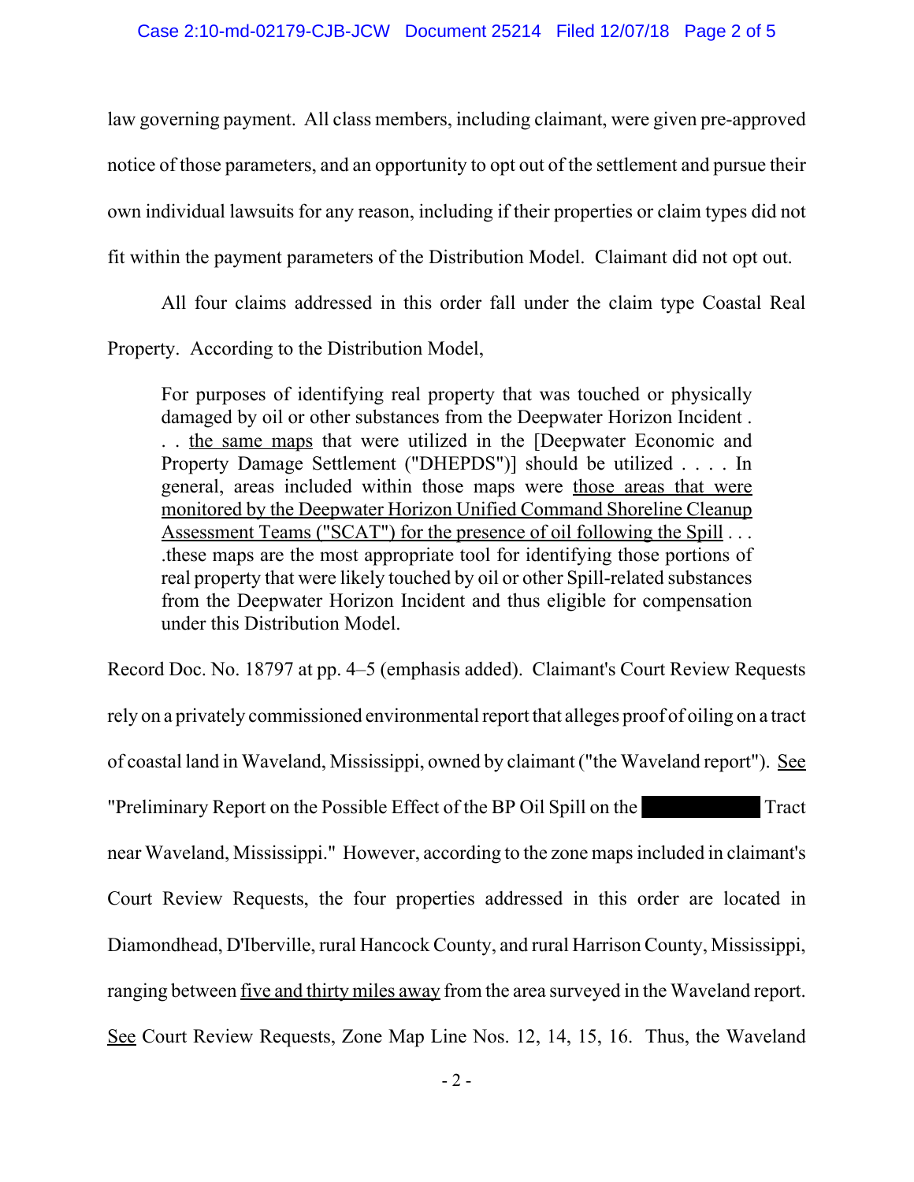law governing payment. All class members, including claimant, were given pre-approved notice of those parameters, and an opportunity to opt out of the settlement and pursue their own individual lawsuits for any reason, including if their properties or claim types did not fit within the payment parameters of the Distribution Model. Claimant did not opt out.

All four claims addressed in this order fall under the claim type Coastal Real Property. According to the Distribution Model,

> For purposes of identifying real property that was touched or physically damaged by oil or other substances from the Deepwater Horizon Incident . . . <u>the same maps</u> that were utilized in the [Deepwater Economic and Property Damage Settlement ("DHEPDS")] should be utilized . . . . In general, areas included within those maps were <u>those areas that were monitored by the Deepwater Horizon Unified Command Shoreline Cleanup Assessment Teams ("SCAT") for the presence of oil following the Spill</u> . . . .these maps are the most appropriate tool for identifying those portions of real property that were likely touched by oil or other Spill-related substances from the Deepwater Horizon Incident and thus eligible for compensation under this Distribution Model.

Record Doc. No. 18797 at pp. 4–5 (emphasis added). Claimant's Court Review Requests rely on a privately commissioned environmental report that alleges proof of oiling on a tract of coastal land in Waveland, Mississippi, owned by claimant ("the Waveland report"). <u>See</u> "Preliminary Report on the Possible Effect of the BP Oil Spill on the ██████████ Tract near Waveland, Mississippi." However, according to the zone maps included in claimant's Court Review Requests, the four properties addressed in this order are located in Diamondhead, D'Iberville, rural Hancock County, and rural Harrison County, Mississippi, ranging between <u>five and thirty miles away</u> from the area surveyed in the Waveland report. <u>See</u> Court Review Requests, Zone Map Line Nos. 12, 14, 15, 16. Thus, the Waveland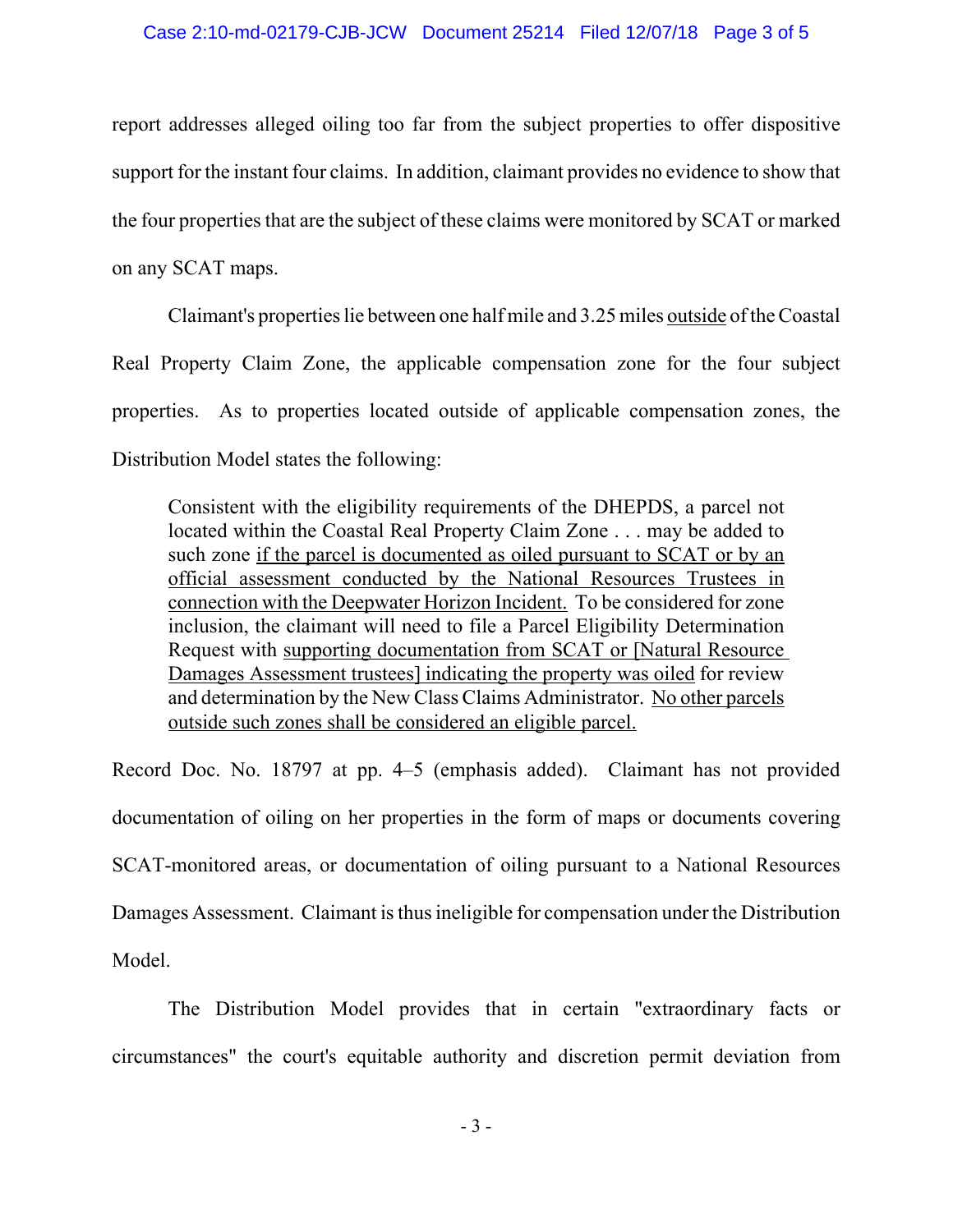report addresses alleged oiling too far from the subject properties to offer dispositive support for the instant four claims. In addition, claimant provides no evidence to show that the four properties that are the subject of these claims were monitored by SCAT or marked on any SCAT maps.

Claimant's properties lie between one half mile and 3.25 miles <u>outside</u> of the Coastal Real Property Claim Zone, the applicable compensation zone for the four subject properties. As to properties located outside of applicable compensation zones, the Distribution Model states the following:

> Consistent with the eligibility requirements of the DHEPDS, a parcel not located within the Coastal Real Property Claim Zone . . . may be added to such zone <u>if the parcel is documented as oiled pursuant to SCAT or by an official assessment conducted by the National Resources Trustees in connection with the Deepwater Horizon Incident.</u> To be considered for zone inclusion, the claimant will need to file a Parcel Eligibility Determination Request with <u>supporting documentation from SCAT or [Natural Resource Damages Assessment trustees] indicating the property was oiled</u> for review and determination by the New Class Claims Administrator. <u>No other parcels outside such zones shall be considered an eligible parcel.</u>

Record Doc. No. 18797 at pp. 4–5 (emphasis added). Claimant has not provided documentation of oiling on her properties in the form of maps or documents covering SCAT-monitored areas, or documentation of oiling pursuant to a National Resources Damages Assessment. Claimant is thus ineligible for compensation under the Distribution Model.

The Distribution Model provides that in certain "extraordinary facts or circumstances" the court's equitable authority and discretion permit deviation from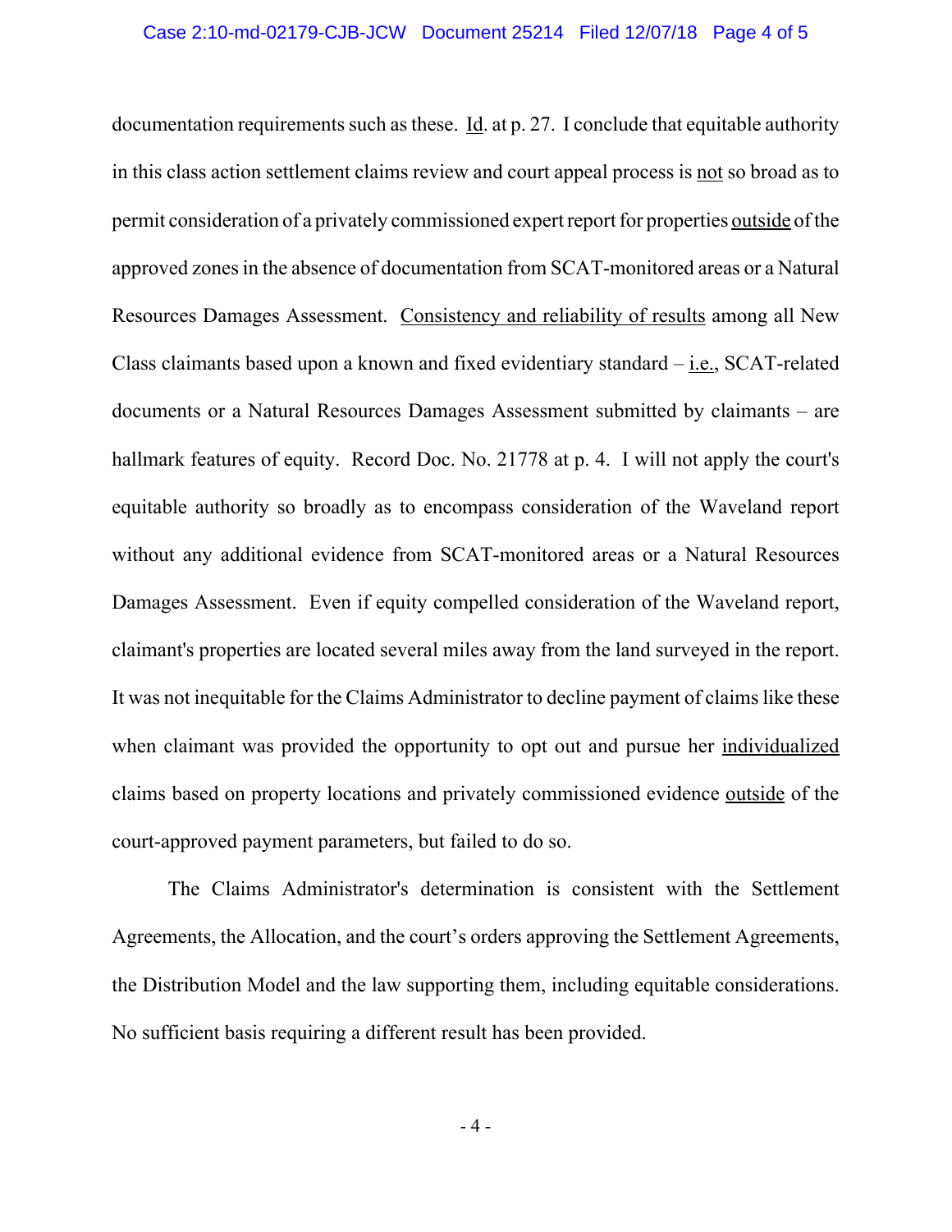documentation requirements such as these. Id. at p. 27. I conclude that equitable authority in this class action settlement claims review and court appeal process is not so broad as to permit consideration of a privately commissioned expert report for properties outside of the approved zones in the absence of documentation from SCAT-monitored areas or a Natural Resources Damages Assessment. Consistency and reliability of results among all New Class claimants based upon a known and fixed evidentiary standard – i.e., SCAT-related documents or a Natural Resources Damages Assessment submitted by claimants – are hallmark features of equity. Record Doc. No. 21778 at p. 4. I will not apply the court's equitable authority so broadly as to encompass consideration of the Waveland report without any additional evidence from SCAT-monitored areas or a Natural Resources Damages Assessment. Even if equity compelled consideration of the Waveland report, claimant's properties are located several miles away from the land surveyed in the report. It was not inequitable for the Claims Administrator to decline payment of claims like these when claimant was provided the opportunity to opt out and pursue her individualized claims based on property locations and privately commissioned evidence outside of the court-approved payment parameters, but failed to do so.

The Claims Administrator's determination is consistent with the Settlement Agreements, the Allocation, and the court's orders approving the Settlement Agreements, the Distribution Model and the law supporting them, including equitable considerations. No sufficient basis requiring a different result has been provided.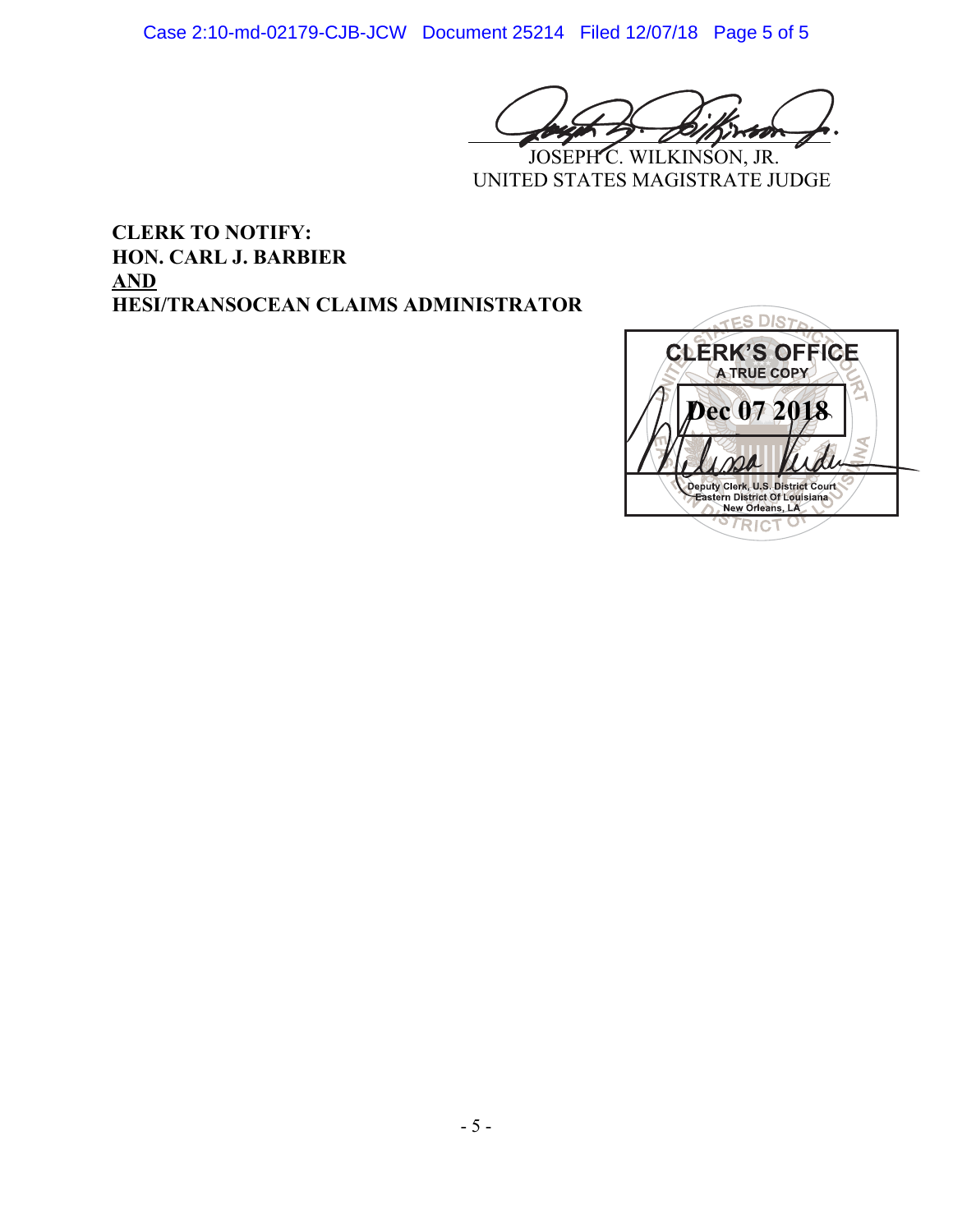JOSEPH C. WILKINSON, JR.
UNITED STATES MAGISTRATE JUDGE

**CLERK TO NOTIFY:**
**HON. CARL J. BARBIER**
**AND**
**HESI/TRANSOCEAN CLAIMS ADMINISTRATOR**

CLERK'S OFFICE
A TRUE COPY
Dec 07 2018
Deputy Clerk, U.S. District Court
Eastern District Of Louisiana
New Orleans, LA